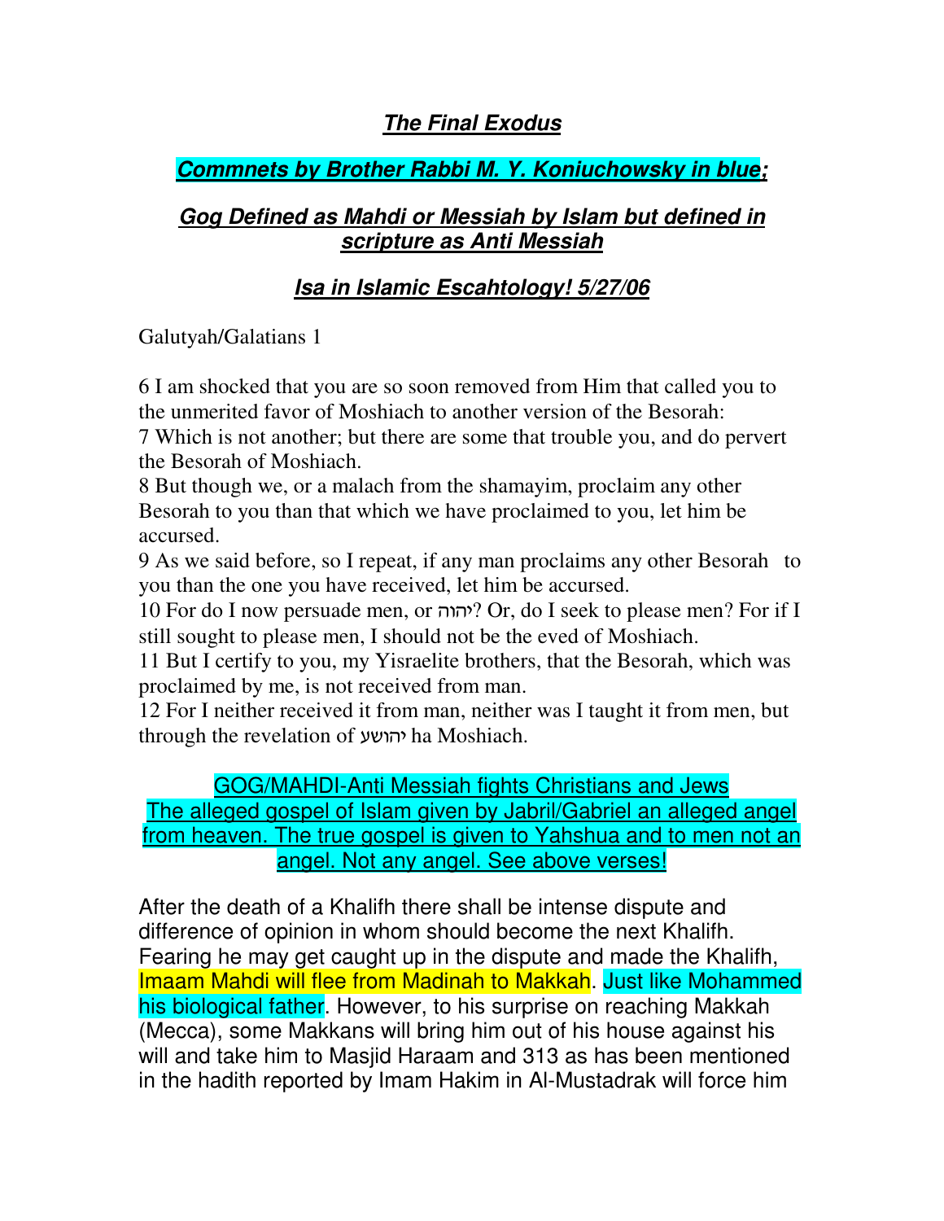# ***The Final Exodus***

## ***Commnets by Brother Rabbi M. Y. Koniuchowsky in blue;***

## ***Gog Defined as Mahdi or Messiah by Islam but defined in scripture as Anti Messiah***

## ***Isa in Islamic Escahtology! 5/27/06***

Galutyah/Galatians 1

6 I am shocked that you are so soon removed from Him that called you to the unmerited favor of Moshiach to another version of the Besorah:
7 Which is not another; but there are some that trouble you, and do pervert the Besorah of Moshiach.
8 But though we, or a malach from the shamayim, proclaim any other Besorah to you than that which we have proclaimed to you, let him be accursed.
9 As we said before, so I repeat, if any man proclaims any other Besorah to you than the one you have received, let him be accursed.
10 For do I now persuade men, or יהוה? Or, do I seek to please men? For if I still sought to please men, I should not be the eved of Moshiach.
11 But I certify to you, my Yisraelite brothers, that the Besorah, which was proclaimed by me, is not received from man.
12 For I neither received it from man, neither was I taught it from men, but through the revelation of יהושע ha Moshiach.

GOG/MAHDI-Anti Messiah fights Christians and Jews
The alleged gospel of Islam given by Jabril/Gabriel an alleged angel from heaven. The true gospel is given to Yahshua and to men not an angel. Not any angel. See above verses!

After the death of a Khalifh there shall be intense dispute and difference of opinion in whom should become the next Khalifh. Fearing he may get caught up in the dispute and made the Khalifh, Imaam Mahdi will flee from Madinah to Makkah. Just like Mohammed his biological father. However, to his surprise on reaching Makkah (Mecca), some Makkans will bring him out of his house against his will and take him to Masjid Haraam and 313 as has been mentioned in the hadith reported by Imam Hakim in Al-Mustadrak will force him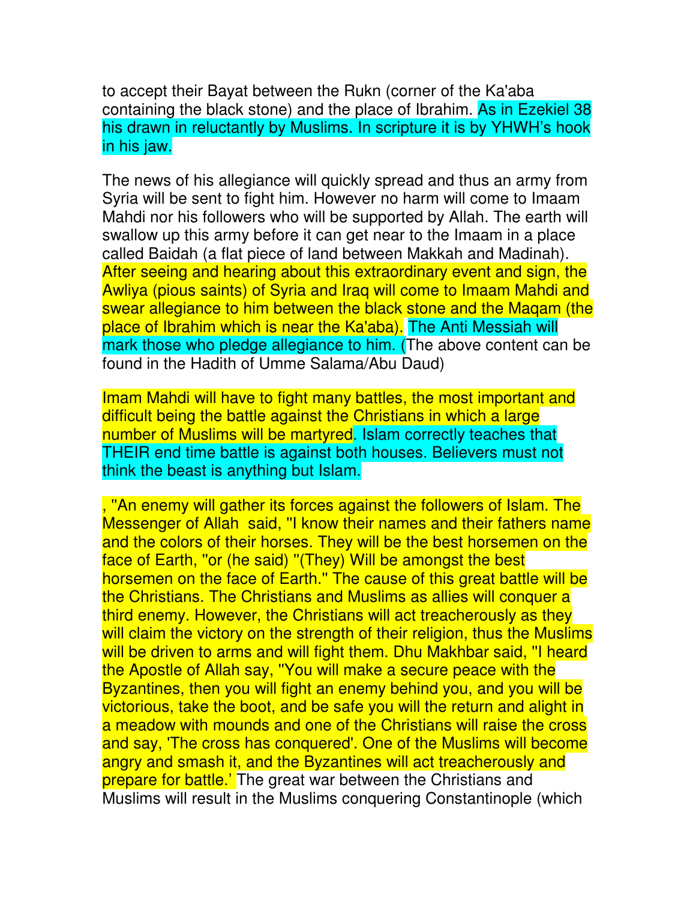to accept their Bayat between the Rukn (corner of the Ka'aba containing the black stone) and the place of Ibrahim. As in Ezekiel 38 his drawn in reluctantly by Muslims. In scripture it is by YHWH's hook in his jaw.

The news of his allegiance will quickly spread and thus an army from Syria will be sent to fight him. However no harm will come to Imaam Mahdi nor his followers who will be supported by Allah. The earth will swallow up this army before it can get near to the Imaam in a place called Baidah (a flat piece of land between Makkah and Madinah). After seeing and hearing about this extraordinary event and sign, the Awliya (pious saints) of Syria and Iraq will come to Imaam Mahdi and swear allegiance to him between the black stone and the Maqam (the place of Ibrahim which is near the Ka'aba). The Anti Messiah will mark those who pledge allegiance to him. (The above content can be found in the Hadith of Umme Salama/Abu Daud)

Imam Mahdi will have to fight many battles, the most important and difficult being the battle against the Christians in which a large number of Muslims will be martyred. Islam correctly teaches that THEIR end time battle is against both houses. Believers must not think the beast is anything but Islam.

, "An enemy will gather its forces against the followers of Islam. The Messenger of Allah said, "I know their names and their fathers name and the colors of their horses. They will be the best horsemen on the face of Earth, "or (he said) "(They) Will be amongst the best horsemen on the face of Earth." The cause of this great battle will be the Christians. The Christians and Muslims as allies will conquer a third enemy. However, the Christians will act treacherously as they will claim the victory on the strength of their religion, thus the Muslims will be driven to arms and will fight them. Dhu Makhbar said, "I heard the Apostle of Allah say, "You will make a secure peace with the Byzantines, then you will fight an enemy behind you, and you will be victorious, take the boot, and be safe you will the return and alight in a meadow with mounds and one of the Christians will raise the cross and say, 'The cross has conquered'. One of the Muslims will become angry and smash it, and the Byzantines will act treacherously and prepare for battle.' The great war between the Christians and Muslims will result in the Muslims conquering Constantinople (which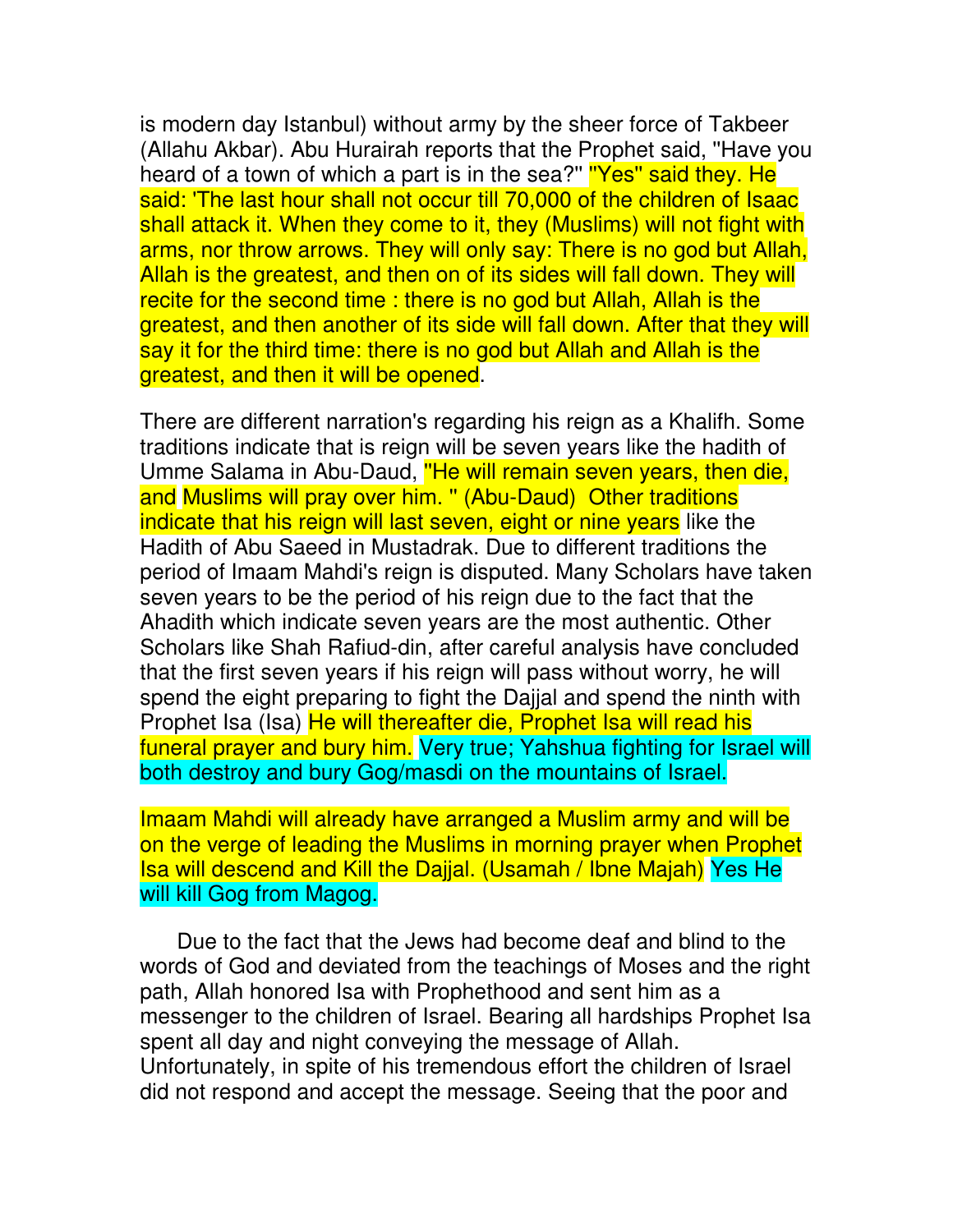is modern day Istanbul) without army by the sheer force of Takbeer (Allahu Akbar). Abu Hurairah reports that the Prophet said, "Have you heard of a town of which a part is in the sea?" "Yes" said they. He said: 'The last hour shall not occur till 70,000 of the children of Isaac shall attack it. When they come to it, they (Muslims) will not fight with arms, nor throw arrows. They will only say: There is no god but Allah, Allah is the greatest, and then on of its sides will fall down. They will recite for the second time : there is no god but Allah, Allah is the greatest, and then another of its side will fall down. After that they will say it for the third time: there is no god but Allah and Allah is the greatest, and then it will be opened.

There are different narration's regarding his reign as a Khalifh. Some traditions indicate that is reign will be seven years like the hadith of Umme Salama in Abu-Daud, "He will remain seven years, then die, and Muslims will pray over him. " (Abu-Daud) Other traditions indicate that his reign will last seven, eight or nine years like the Hadith of Abu Saeed in Mustadrak. Due to different traditions the period of Imaam Mahdi's reign is disputed. Many Scholars have taken seven years to be the period of his reign due to the fact that the Ahadith which indicate seven years are the most authentic. Other Scholars like Shah Rafiud-din, after careful analysis have concluded that the first seven years if his reign will pass without worry, he will spend the eight preparing to fight the Dajjal and spend the ninth with Prophet Isa (Isa) He will thereafter die, Prophet Isa will read his funeral prayer and bury him. Very true; Yahshua fighting for Israel will both destroy and bury Gog/masdi on the mountains of Israel.

Imaam Mahdi will already have arranged a Muslim army and will be on the verge of leading the Muslims in morning prayer when Prophet Isa will descend and Kill the Dajjal. (Usamah / Ibne Majah) Yes He will kill Gog from Magog.

Due to the fact that the Jews had become deaf and blind to the words of God and deviated from the teachings of Moses and the right path, Allah honored Isa with Prophethood and sent him as a messenger to the children of Israel. Bearing all hardships Prophet Isa spent all day and night conveying the message of Allah. Unfortunately, in spite of his tremendous effort the children of Israel did not respond and accept the message. Seeing that the poor and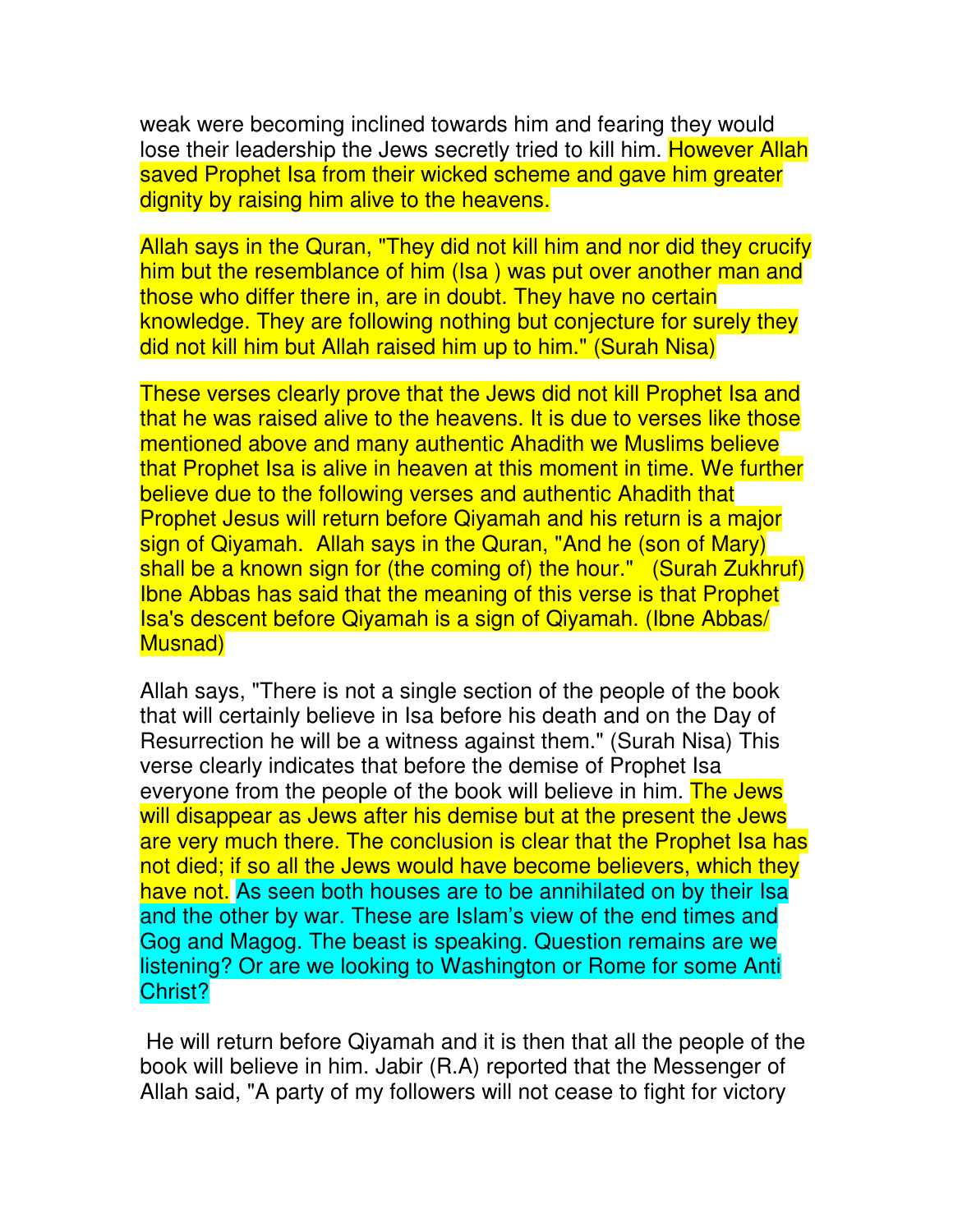weak were becoming inclined towards him and fearing they would lose their leadership the Jews secretly tried to kill him. However Allah saved Prophet Isa from their wicked scheme and gave him greater dignity by raising him alive to the heavens.

Allah says in the Quran, "They did not kill him and nor did they crucify him but the resemblance of him (Isa ) was put over another man and those who differ there in, are in doubt. They have no certain knowledge. They are following nothing but conjecture for surely they did not kill him but Allah raised him up to him." (Surah Nisa)

These verses clearly prove that the Jews did not kill Prophet Isa and that he was raised alive to the heavens. It is due to verses like those mentioned above and many authentic Ahadith we Muslims believe that Prophet Isa is alive in heaven at this moment in time. We further believe due to the following verses and authentic Ahadith that Prophet Jesus will return before Qiyamah and his return is a major sign of Qiyamah. Allah says in the Quran, "And he (son of Mary) shall be a known sign for (the coming of) the hour." (Surah Zukhruf) Ibne Abbas has said that the meaning of this verse is that Prophet Isa's descent before Qiyamah is a sign of Qiyamah. (Ibne Abbas/ Musnad)

Allah says, "There is not a single section of the people of the book that will certainly believe in Isa before his death and on the Day of Resurrection he will be a witness against them." (Surah Nisa) This verse clearly indicates that before the demise of Prophet Isa everyone from the people of the book will believe in him. The Jews will disappear as Jews after his demise but at the present the Jews are very much there. The conclusion is clear that the Prophet Isa has not died; if so all the Jews would have become believers, which they have not. As seen both houses are to be annihilated on by their Isa and the other by war. These are Islam's view of the end times and Gog and Magog. The beast is speaking. Question remains are we listening? Or are we looking to Washington or Rome for some Anti Christ?

He will return before Qiyamah and it is then that all the people of the book will believe in him. Jabir (R.A) reported that the Messenger of Allah said, "A party of my followers will not cease to fight for victory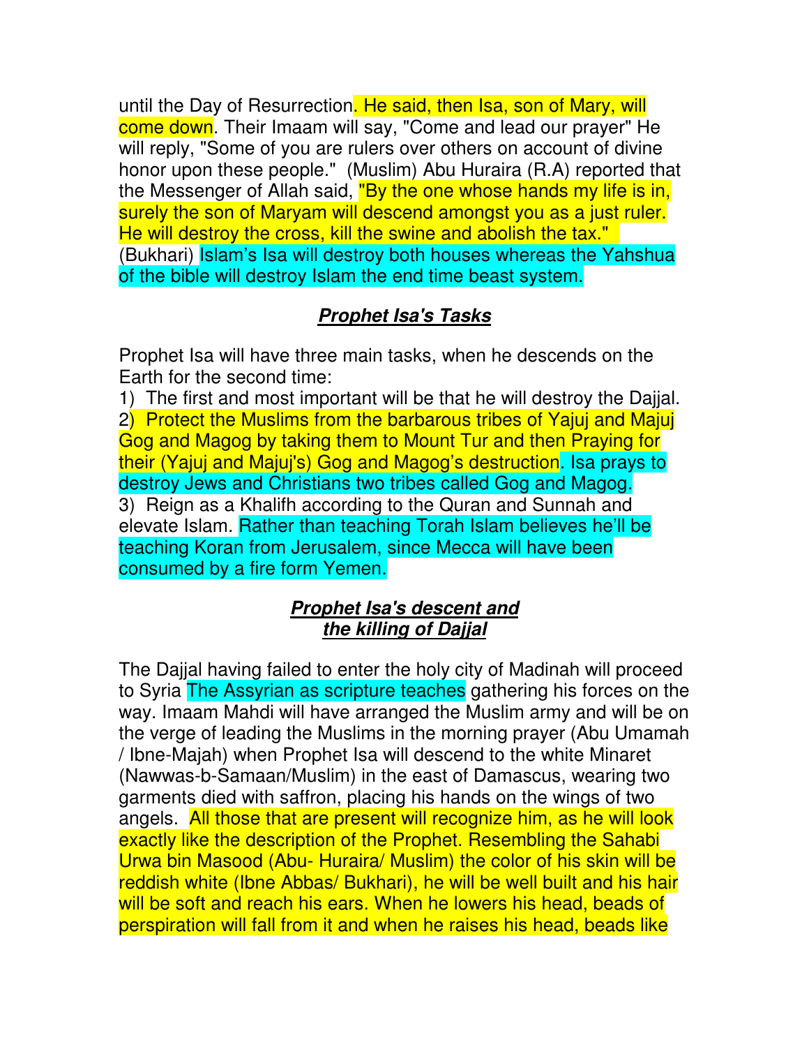until the Day of Resurrection. He said, then Isa, son of Mary, will come down. Their Imaam will say, "Come and lead our prayer" He will reply, "Some of you are rulers over others on account of divine honor upon these people." (Muslim) Abu Huraira (R.A) reported that the Messenger of Allah said, "By the one whose hands my life is in, surely the son of Maryam will descend amongst you as a just ruler. He will destroy the cross, kill the swine and abolish the tax." (Bukhari) Islam's Isa will destroy both houses whereas the Yahshua of the bible will destroy Islam the end time beast system.

## ***Prophet Isa's Tasks***

Prophet Isa will have three main tasks, when he descends on the Earth for the second time:

1) The first and most important will be that he will destroy the Dajjal.
2) Protect the Muslims from the barbarous tribes of Yajuj and Majuj Gog and Magog by taking them to Mount Tur and then Praying for their (Yajuj and Majuj's) Gog and Magog's destruction. Isa prays to destroy Jews and Christians two tribes called Gog and Magog.
3) Reign as a Khalifh according to the Quran and Sunnah and elevate Islam. Rather than teaching Torah Islam believes he'll be teaching Koran from Jerusalem, since Mecca will have been consumed by a fire form Yemen.

## ***Prophet Isa's descent and the killing of Dajjal***

The Dajjal having failed to enter the holy city of Madinah will proceed to Syria The Assyrian as scripture teaches gathering his forces on the way. Imaam Mahdi will have arranged the Muslim army and will be on the verge of leading the Muslims in the morning prayer (Abu Umamah / Ibne-Majah) when Prophet Isa will descend to the white Minaret (Nawwas-b-Samaan/Muslim) in the east of Damascus, wearing two garments died with saffron, placing his hands on the wings of two angels. All those that are present will recognize him, as he will look exactly like the description of the Prophet. Resembling the Sahabi Urwa bin Masood (Abu- Huraira/ Muslim) the color of his skin will be reddish white (Ibne Abbas/ Bukhari), he will be well built and his hair will be soft and reach his ears. When he lowers his head, beads of perspiration will fall from it and when he raises his head, beads like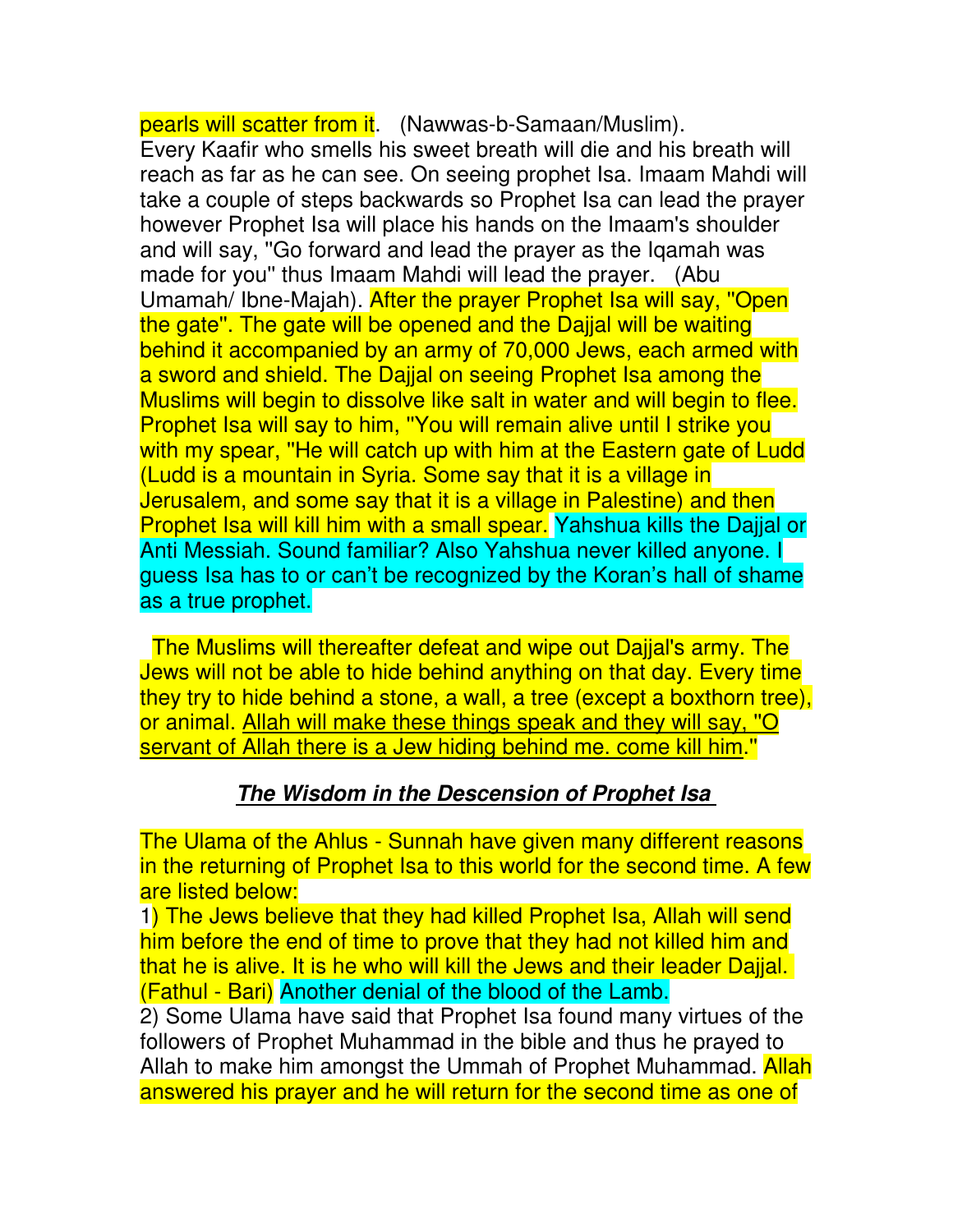pearls will scatter from it. (Nawwas-b-Samaan/Muslim).
Every Kaafir who smells his sweet breath will die and his breath will reach as far as he can see. On seeing prophet Isa. Imaam Mahdi will take a couple of steps backwards so Prophet Isa can lead the prayer however Prophet Isa will place his hands on the Imaam's shoulder and will say, "Go forward and lead the prayer as the Iqamah was made for you" thus Imaam Mahdi will lead the prayer. (Abu Umamah/ Ibne-Majah). After the prayer Prophet Isa will say, "Open the gate". The gate will be opened and the Dajjal will be waiting behind it accompanied by an army of 70,000 Jews, each armed with a sword and shield. The Dajjal on seeing Prophet Isa among the Muslims will begin to dissolve like salt in water and will begin to flee. Prophet Isa will say to him, "You will remain alive until I strike you with my spear, "He will catch up with him at the Eastern gate of Ludd (Ludd is a mountain in Syria. Some say that it is a village in Jerusalem, and some say that it is a village in Palestine) and then Prophet Isa will kill him with a small spear. Yahshua kills the Dajjal or Anti Messiah. Sound familiar? Also Yahshua never killed anyone. I guess Isa has to or can't be recognized by the Koran's hall of shame as a true prophet.

The Muslims will thereafter defeat and wipe out Dajjal's army. The Jews will not be able to hide behind anything on that day. Every time they try to hide behind a stone, a wall, a tree (except a boxthorn tree), or animal. <u>Allah will make these things speak and they will say, "O servant of Allah there is a Jew hiding behind me. come kill him</u>."

## ***<u>The Wisdom in the Descension of Prophet Isa</u>***

The Ulama of the Ahlus - Sunnah have given many different reasons in the returning of Prophet Isa to this world for the second time. A few are listed below:

1) The Jews believe that they had killed Prophet Isa, Allah will send him before the end of time to prove that they had not killed him and that he is alive. It is he who will kill the Jews and their leader Dajjal. (Fathul - Bari) Another denial of the blood of the Lamb.

2) Some Ulama have said that Prophet Isa found many virtues of the followers of Prophet Muhammad in the bible and thus he prayed to Allah to make him amongst the Ummah of Prophet Muhammad. Allah answered his prayer and he will return for the second time as one of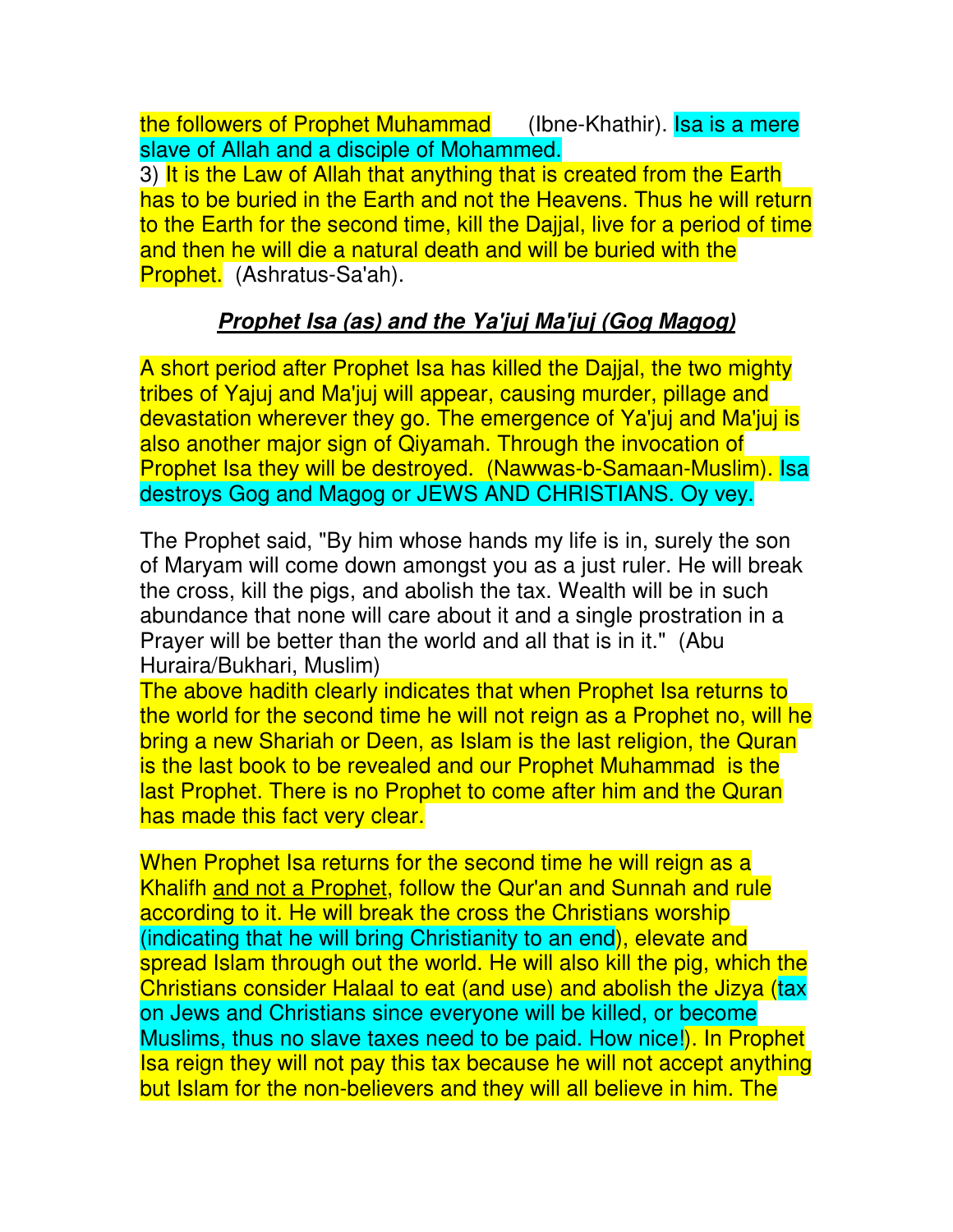the followers of Prophet Muhammad (Ibne-Khathir). Isa is a mere slave of Allah and a disciple of Mohammed.

3) It is the Law of Allah that anything that is created from the Earth has to be buried in the Earth and not the Heavens. Thus he will return to the Earth for the second time, kill the Dajjal, live for a period of time and then he will die a natural death and will be buried with the Prophet. (Ashratus-Sa'ah).

## ***Prophet Isa (as) and the Ya'juj Ma'juj (Gog Magog)***

A short period after Prophet Isa has killed the Dajjal, the two mighty tribes of Yajuj and Ma'juj will appear, causing murder, pillage and devastation wherever they go. The emergence of Ya'juj and Ma'juj is also another major sign of Qiyamah. Through the invocation of Prophet Isa they will be destroyed. (Nawwas-b-Samaan-Muslim). Isa destroys Gog and Magog or JEWS AND CHRISTIANS. Oy vey.

The Prophet said, "By him whose hands my life is in, surely the son of Maryam will come down amongst you as a just ruler. He will break the cross, kill the pigs, and abolish the tax. Wealth will be in such abundance that none will care about it and a single prostration in a Prayer will be better than the world and all that is in it." (Abu Huraira/Bukhari, Muslim)

The above hadith clearly indicates that when Prophet Isa returns to the world for the second time he will not reign as a Prophet no, will he bring a new Shariah or Deen, as Islam is the last religion, the Quran is the last book to be revealed and our Prophet Muhammad is the last Prophet. There is no Prophet to come after him and the Quran has made this fact very clear.

When Prophet Isa returns for the second time he will reign as a Khalifh <u>and not a Prophet</u>, follow the Qur'an and Sunnah and rule according to it. He will break the cross the Christians worship (indicating that he will bring Christianity to an end), elevate and spread Islam through out the world. He will also kill the pig, which the Christians consider Halaal to eat (and use) and abolish the Jizya (tax on Jews and Christians since everyone will be killed, or become Muslims, thus no slave taxes need to be paid. How nice!). In Prophet Isa reign they will not pay this tax because he will not accept anything but Islam for the non-believers and they will all believe in him. The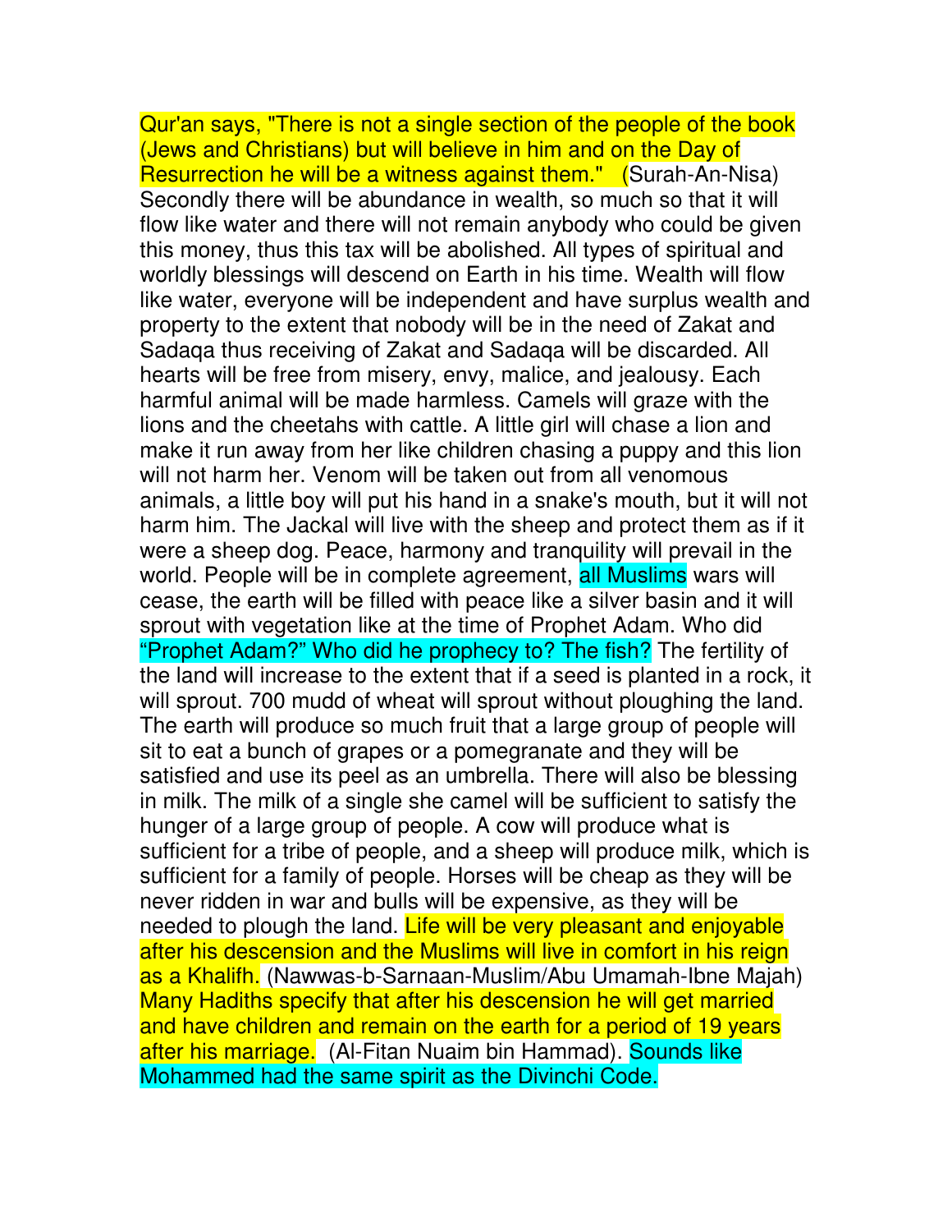Qur'an says, "There is not a single section of the people of the book (Jews and Christians) but will believe in him and on the Day of Resurrection he will be a witness against them." (Surah-An-Nisa) Secondly there will be abundance in wealth, so much so that it will flow like water and there will not remain anybody who could be given this money, thus this tax will be abolished. All types of spiritual and worldly blessings will descend on Earth in his time. Wealth will flow like water, everyone will be independent and have surplus wealth and property to the extent that nobody will be in the need of Zakat and Sadaqa thus receiving of Zakat and Sadaqa will be discarded. All hearts will be free from misery, envy, malice, and jealousy. Each harmful animal will be made harmless. Camels will graze with the lions and the cheetahs with cattle. A little girl will chase a lion and make it run away from her like children chasing a puppy and this lion will not harm her. Venom will be taken out from all venomous animals, a little boy will put his hand in a snake's mouth, but it will not harm him. The Jackal will live with the sheep and protect them as if it were a sheep dog. Peace, harmony and tranquility will prevail in the world. People will be in complete agreement, all Muslims wars will cease, the earth will be filled with peace like a silver basin and it will sprout with vegetation like at the time of Prophet Adam. Who did "Prophet Adam?" Who did he prophecy to? The fish? The fertility of the land will increase to the extent that if a seed is planted in a rock, it will sprout. 700 mudd of wheat will sprout without ploughing the land. The earth will produce so much fruit that a large group of people will sit to eat a bunch of grapes or a pomegranate and they will be satisfied and use its peel as an umbrella. There will also be blessing in milk. The milk of a single she camel will be sufficient to satisfy the hunger of a large group of people. A cow will produce what is sufficient for a tribe of people, and a sheep will produce milk, which is sufficient for a family of people. Horses will be cheap as they will be never ridden in war and bulls will be expensive, as they will be needed to plough the land. Life will be very pleasant and enjoyable after his descension and the Muslims will live in comfort in his reign as a Khalifh. (Nawwas-b-Sarnaan-Muslim/Abu Umamah-Ibne Majah) Many Hadiths specify that after his descension he will get married and have children and remain on the earth for a period of 19 years after his marriage. (Al-Fitan Nuaim bin Hammad). Sounds like Mohammed had the same spirit as the Divinchi Code.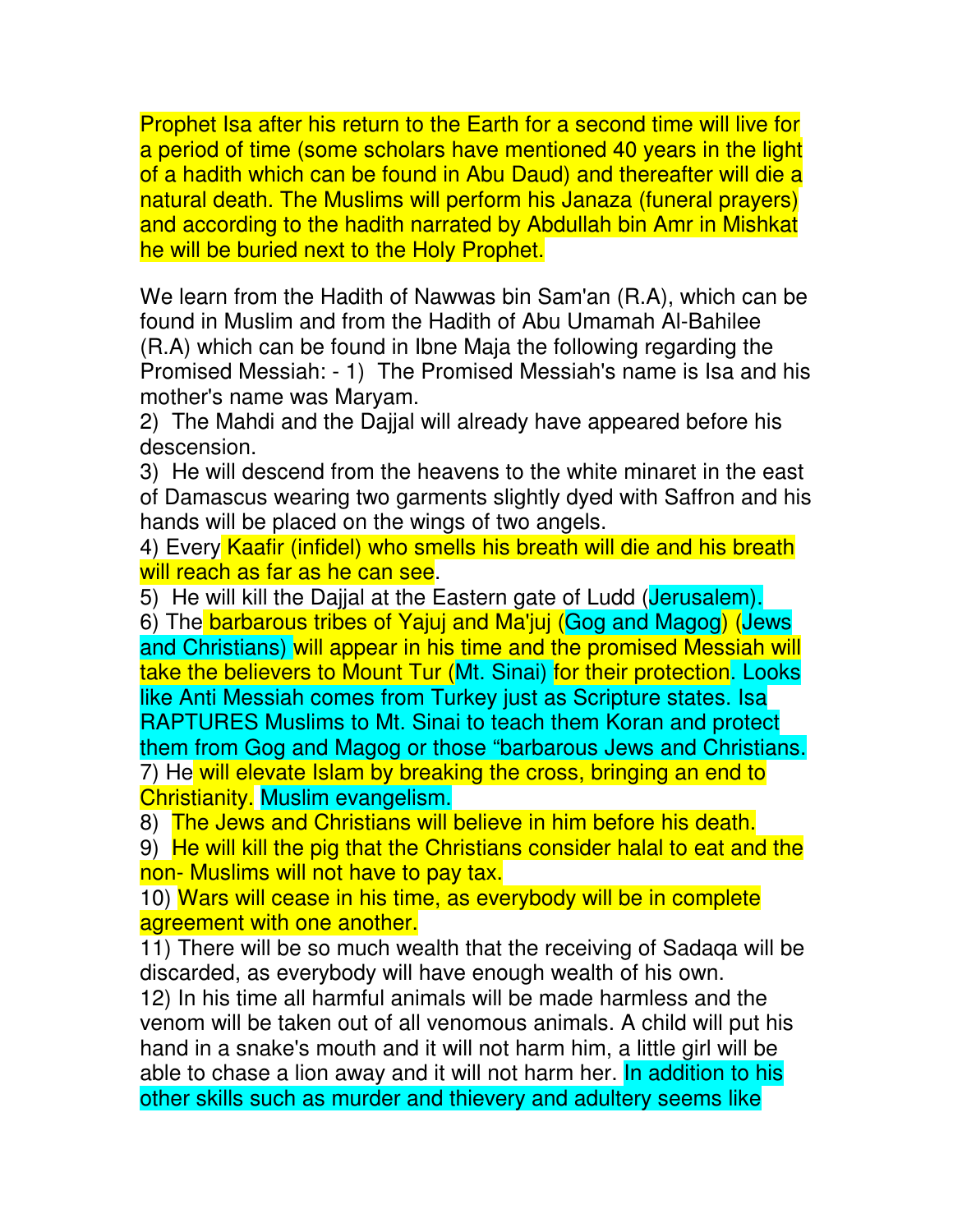Prophet Isa after his return to the Earth for a second time will live for a period of time (some scholars have mentioned 40 years in the light of a hadith which can be found in Abu Daud) and thereafter will die a natural death. The Muslims will perform his Janaza (funeral prayers) and according to the hadith narrated by Abdullah bin Amr in Mishkat he will be buried next to the Holy Prophet.

We learn from the Hadith of Nawwas bin Sam'an (R.A), which can be found in Muslim and from the Hadith of Abu Umamah Al-Bahilee (R.A) which can be found in Ibne Maja the following regarding the Promised Messiah: - 1) The Promised Messiah's name is Isa and his mother's name was Maryam.

2) The Mahdi and the Dajjal will already have appeared before his descension.

3) He will descend from the heavens to the white minaret in the east of Damascus wearing two garments slightly dyed with Saffron and his hands will be placed on the wings of two angels.

4) Every Kaafir (infidel) who smells his breath will die and his breath will reach as far as he can see.

5) He will kill the Dajjal at the Eastern gate of Ludd (Jerusalem).

6) The barbarous tribes of Yajuj and Ma'juj (Gog and Magog) (Jews and Christians) will appear in his time and the promised Messiah will take the believers to Mount Tur (Mt. Sinai) for their protection. Looks like Anti Messiah comes from Turkey just as Scripture states. Isa RAPTURES Muslims to Mt. Sinai to teach them Koran and protect them from Gog and Magog or those "barbarous Jews and Christians.

7) He will elevate Islam by breaking the cross, bringing an end to Christianity. Muslim evangelism.

8) The Jews and Christians will believe in him before his death.

9) He will kill the pig that the Christians consider halal to eat and the non- Muslims will not have to pay tax.

10) Wars will cease in his time, as everybody will be in complete agreement with one another.

11) There will be so much wealth that the receiving of Sadaqa will be discarded, as everybody will have enough wealth of his own.

12) In his time all harmful animals will be made harmless and the venom will be taken out of all venomous animals. A child will put his hand in a snake's mouth and it will not harm him, a little girl will be able to chase a lion away and it will not harm her. In addition to his other skills such as murder and thievery and adultery seems like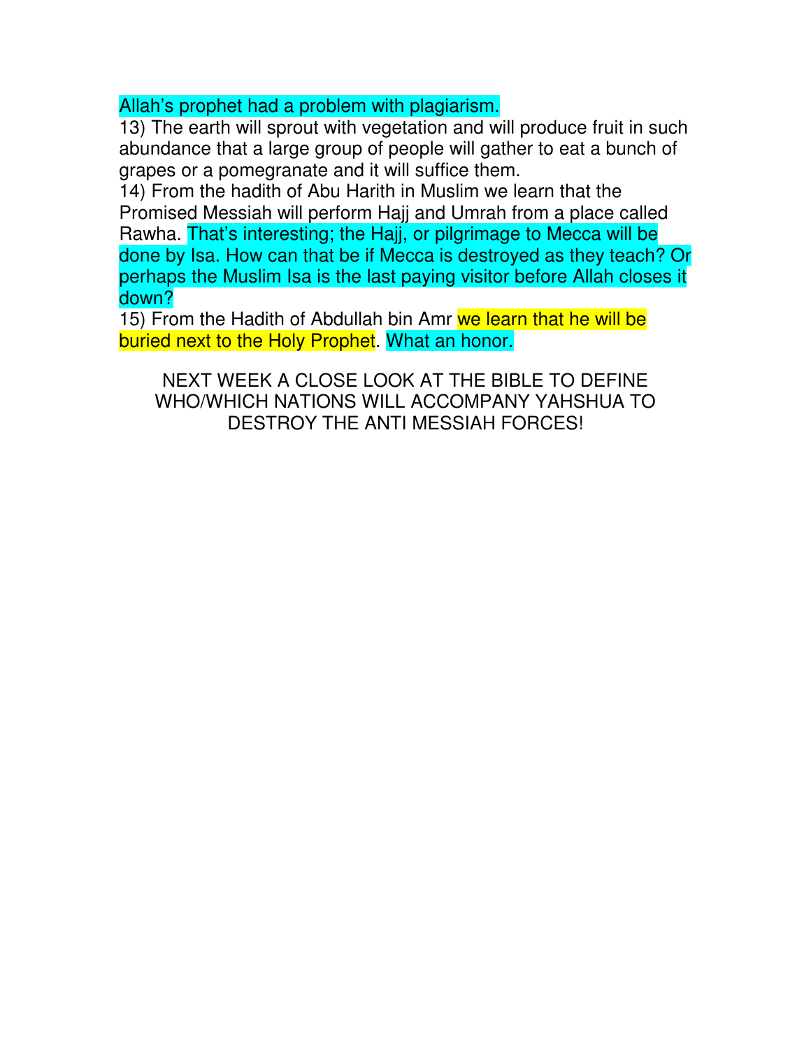Allah's prophet had a problem with plagiarism.

13) The earth will sprout with vegetation and will produce fruit in such abundance that a large group of people will gather to eat a bunch of grapes or a pomegranate and it will suffice them.

14) From the hadith of Abu Harith in Muslim we learn that the Promised Messiah will perform Hajj and Umrah from a place called Rawha. That's interesting; the Hajj, or pilgrimage to Mecca will be done by Isa. How can that be if Mecca is destroyed as they teach? Or perhaps the Muslim Isa is the last paying visitor before Allah closes it down?

15) From the Hadith of Abdullah bin Amr we learn that he will be buried next to the Holy Prophet. What an honor.

NEXT WEEK A CLOSE LOOK AT THE BIBLE TO DEFINE WHO/WHICH NATIONS WILL ACCOMPANY YAHSHUA TO DESTROY THE ANTI MESSIAH FORCES!